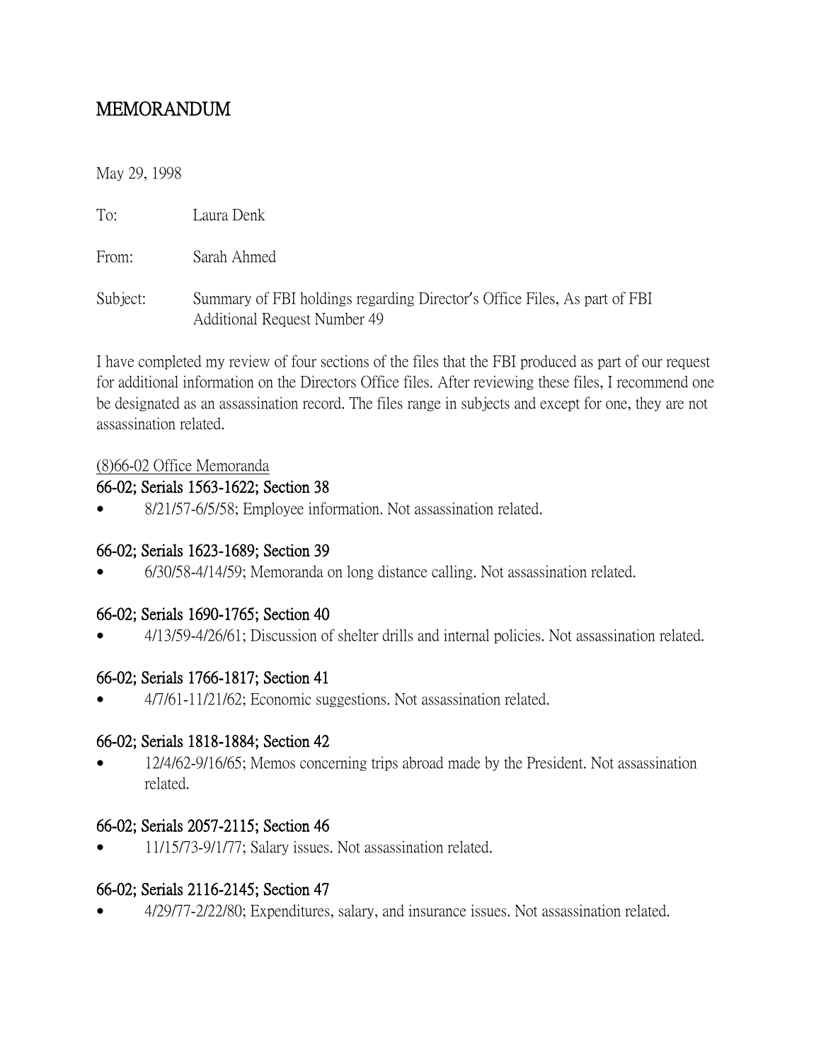# MEMORANDUM

May 29, 1998

To: Laura Denk

From: Sarah Ahmed

Subject: Summary of FBI holdings regarding Director's Office Files, As part of FBI Additional Request Number 49

I have completed my review of four sections of the files that the FBI produced as part of our request for additional information on the Directors Office files. After reviewing these files, I recommend one be designated as an assassination record. The files range in subjects and except for one, they are not assassination related.

(8)66-02 Office Memoranda

**66-02; Serials 1563-1622; Section 38**

- 8/21/57-6/5/58; Employee information. Not assassination related.

**66-02; Serials 1623-1689; Section 39**

- 6/30/58-4/14/59; Memoranda on long distance calling. Not assassination related.

**66-02; Serials 1690-1765; Section 40**

- 4/13/59-4/26/61; Discussion of shelter drills and internal policies. Not assassination related.

**66-02; Serials 1766-1817; Section 41**

- 4/7/61-11/21/62; Economic suggestions. Not assassination related.

**66-02; Serials 1818-1884; Section 42**

- 12/4/62-9/16/65; Memos concerning trips abroad made by the President. Not assassination related.

**66-02; Serials 2057-2115; Section 46**

- 11/15/73-9/1/77; Salary issues. Not assassination related.

**66-02; Serials 2116-2145; Section 47**

- 4/29/77-2/22/80; Expenditures, salary, and insurance issues. Not assassination related.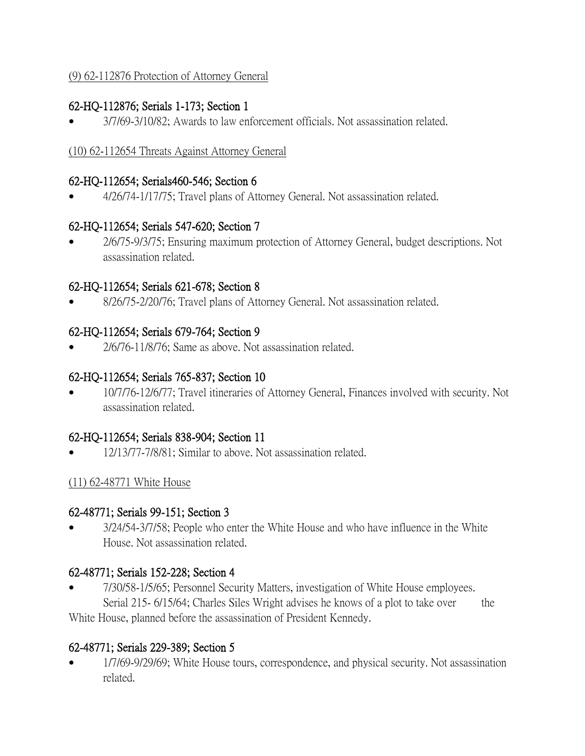(9) 62-112876 Protection of Attorney General

**62-HQ-112876; Serials 1-173; Section 1**

- 3/7/69-3/10/82; Awards to law enforcement officials. Not assassination related.

(10) 62-112654 Threats Against Attorney General

**62-HQ-112654; Serials460-546; Section 6**

- 4/26/74-1/17/75; Travel plans of Attorney General. Not assassination related.

**62-HQ-112654; Serials 547-620; Section 7**

- 2/6/75-9/3/75; Ensuring maximum protection of Attorney General, budget descriptions. Not assassination related.

**62-HQ-112654; Serials 621-678; Section 8**

- 8/26/75-2/20/76; Travel plans of Attorney General. Not assassination related.

**62-HQ-112654; Serials 679-764; Section 9**

- 2/6/76-11/8/76; Same as above. Not assassination related.

**62-HQ-112654; Serials 765-837; Section 10**

- 10/7/76-12/6/77; Travel itineraries of Attorney General, Finances involved with security. Not assassination related.

**62-HQ-112654; Serials 838-904; Section 11**

- 12/13/77-7/8/81; Similar to above. Not assassination related.

(11) 62-48771 White House

**62-48771; Serials 99-151; Section 3**

- 3/24/54-3/7/58; People who enter the White House and who have influence in the White House. Not assassination related.

**62-48771; Serials 152-228; Section 4**

- 7/30/58-1/5/65; Personnel Security Matters, investigation of White House employees.
  Serial 215- 6/15/64; Charles Siles Wright advises he knows of a plot to take over the White House, planned before the assassination of President Kennedy.

**62-48771; Serials 229-389; Section 5**

- 1/7/69-9/29/69; White House tours, correspondence, and physical security. Not assassination related.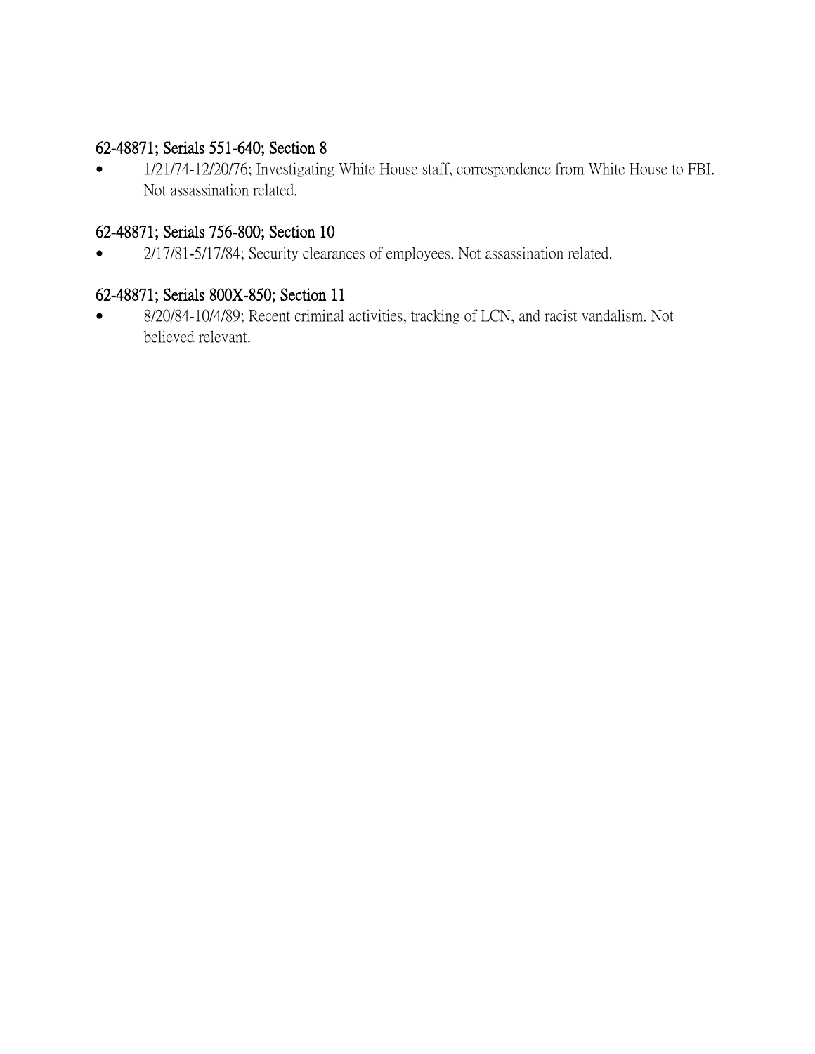**62-48871; Serials 551-640; Section 8**

- 1/21/74-12/20/76; Investigating White House staff, correspondence from White House to FBI. Not assassination related.

**62-48871; Serials 756-800; Section 10**

- 2/17/81-5/17/84; Security clearances of employees. Not assassination related.

**62-48871; Serials 800X-850; Section 11**

- 8/20/84-10/4/89; Recent criminal activities, tracking of LCN, and racist vandalism. Not believed relevant.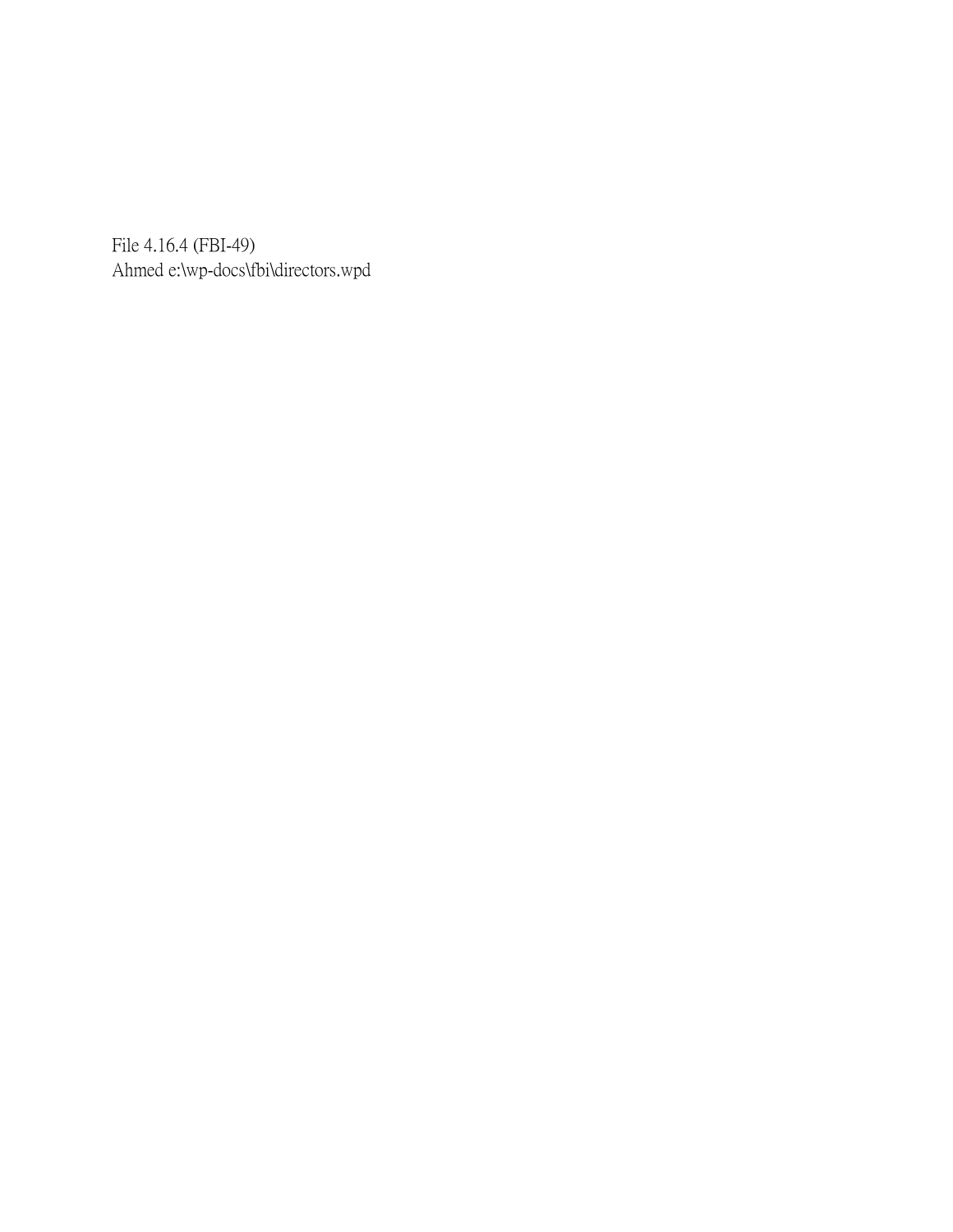File 4.16.4 (FBI-49)
Ahmed e:\wp-docs\fbi\directors.wpd